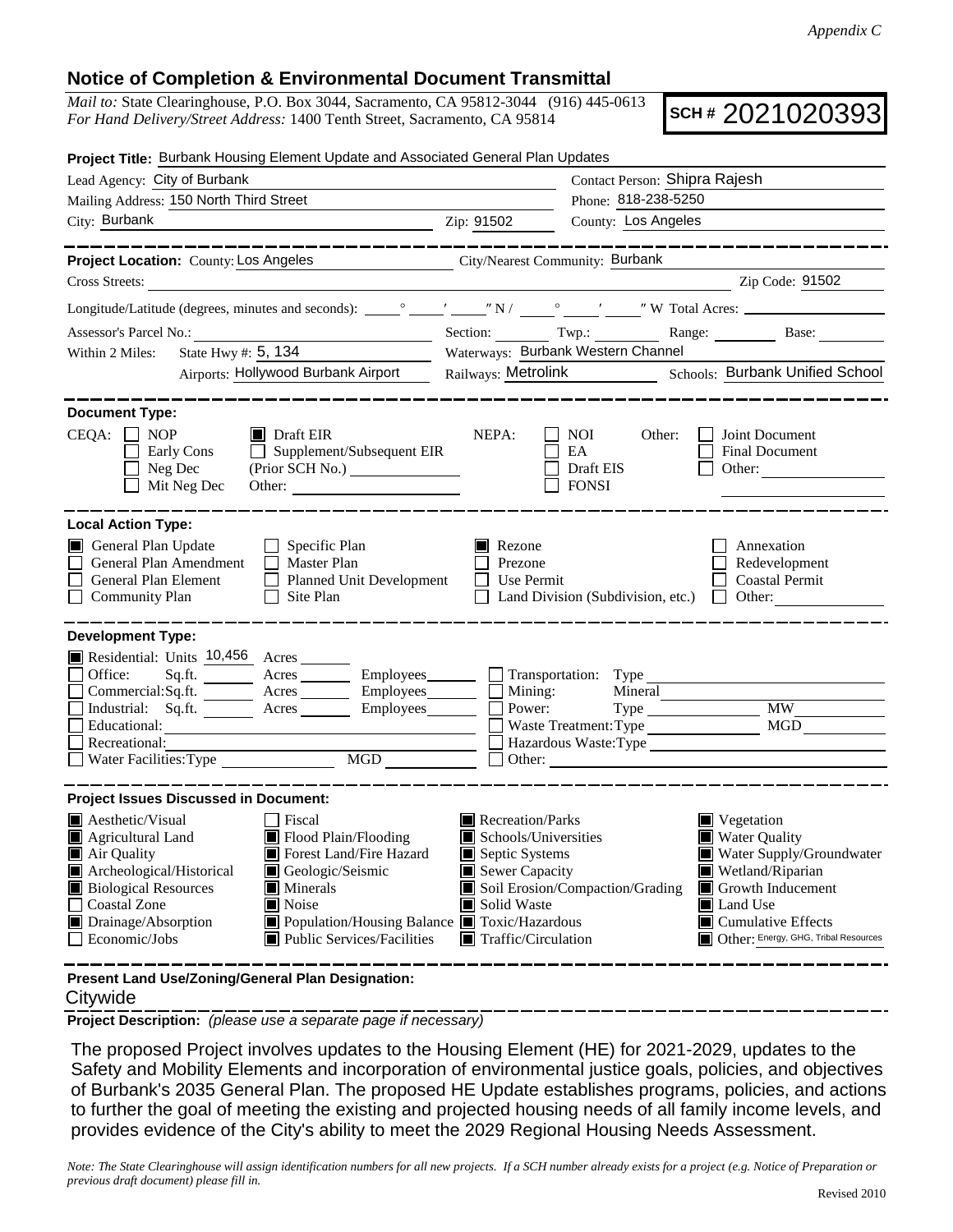*Appendix C*

## Notice of Completion & Environmental Document Transmittal

*Mail to:* State Clearinghouse, P.O. Box 3044, Sacramento, CA 95812-3044 (916) 445-0613
*For Hand Delivery/Street Address:* 1400 Tenth Street, Sacramento, CA 95814

**SCH #** 2021020393

**Project Title:** Burbank Housing Element Update and Associated General Plan Updates

Lead Agency: City of Burbank
Contact Person: Shipra Rajesh
Mailing Address: 150 North Third Street
Phone: 818-238-5250
City: Burbank
Zip: 91502
County: Los Angeles

**Project Location:** County: Los Angeles
City/Nearest Community: Burbank
Cross Streets:
Zip Code: 91502

Longitude/Latitude (degrees, minutes and seconds): ___° ___′ ___″ N / ___° ___′ ___″ W Total Acres: ___

Assessor's Parcel No.: ___
Section: ___ Twp.: ___ Range: ___ Base: ___

Within 2 Miles: State Hwy #: 5, 134
Waterways: Burbank Western Channel
Airports: Hollywood Burbank Airport
Railways: Metrolink
Schools: Burbank Unified School

**Document Type:**

CEQA:
- ☐ NOP
- ☐ Early Cons
- ☐ Neg Dec
- ☐ Mit Neg Dec
- ☒ Draft EIR
- ☐ Supplement/Subsequent EIR (Prior SCH No.) ___
- Other: ___

NEPA:
- ☐ NOI
- ☐ EA
- ☐ Draft EIS
- ☐ FONSI

Other:
- ☐ Joint Document
- ☐ Final Document
- ☐ Other: ___

**Local Action Type:**

- ☒ General Plan Update
- ☐ General Plan Amendment
- ☐ General Plan Element
- ☐ Community Plan
- ☐ Specific Plan
- ☐ Master Plan
- ☐ Planned Unit Development
- ☐ Site Plan
- ☒ Rezone
- ☐ Prezone
- ☐ Use Permit
- ☐ Land Division (Subdivision, etc.)
- ☐ Annexation
- ☐ Redevelopment
- ☐ Coastal Permit
- ☐ Other: ___

**Development Type:**

- ☒ Residential: Units 10,456 Acres ___
- ☐ Office: Sq.ft. ___ Acres ___ Employees ___
- ☐ Commercial: Sq.ft. ___ Acres ___ Employees ___
- ☐ Industrial: Sq.ft. ___ Acres ___ Employees ___
- ☐ Educational: ___
- ☐ Recreational: ___
- ☐ Water Facilities: Type ___ MGD ___
- ☐ Transportation: Type ___
- ☐ Mining: Mineral ___
- ☐ Power: Type ___ MW ___
- ☐ Waste Treatment: Type ___ MGD ___
- ☐ Hazardous Waste: Type ___
- ☐ Other: ___

**Project Issues Discussed in Document:**

- ☒ Aesthetic/Visual
- ☒ Agricultural Land
- ☒ Air Quality
- ☒ Archeological/Historical
- ☒ Biological Resources
- ☐ Coastal Zone
- ☒ Drainage/Absorption
- ☐ Economic/Jobs
- ☐ Fiscal
- ☒ Flood Plain/Flooding
- ☒ Forest Land/Fire Hazard
- ☒ Geologic/Seismic
- ☒ Minerals
- ☒ Noise
- ☒ Population/Housing Balance
- ☒ Public Services/Facilities
- ☒ Recreation/Parks
- ☒ Schools/Universities
- ☒ Septic Systems
- ☒ Sewer Capacity
- ☒ Soil Erosion/Compaction/Grading
- ☒ Solid Waste
- ☒ Toxic/Hazardous
- ☒ Traffic/Circulation
- ☒ Vegetation
- ☒ Water Quality
- ☒ Water Supply/Groundwater
- ☒ Wetland/Riparian
- ☒ Growth Inducement
- ☒ Land Use
- ☒ Cumulative Effects
- ☒ Other: Energy, GHG, Tribal Resources

**Present Land Use/Zoning/General Plan Designation:**

Citywide

**Project Description:** *(please use a separate page if necessary)*

The proposed Project involves updates to the Housing Element (HE) for 2021-2029, updates to the Safety and Mobility Elements and incorporation of environmental justice goals, policies, and objectives of Burbank's 2035 General Plan. The proposed HE Update establishes programs, policies, and actions to further the goal of meeting the existing and projected housing needs of all family income levels, and provides evidence of the City's ability to meet the 2029 Regional Housing Needs Assessment.

*Note: The State Clearinghouse will assign identification numbers for all new projects. If a SCH number already exists for a project (e.g. Notice of Preparation or previous draft document) please fill in.*

Revised 2010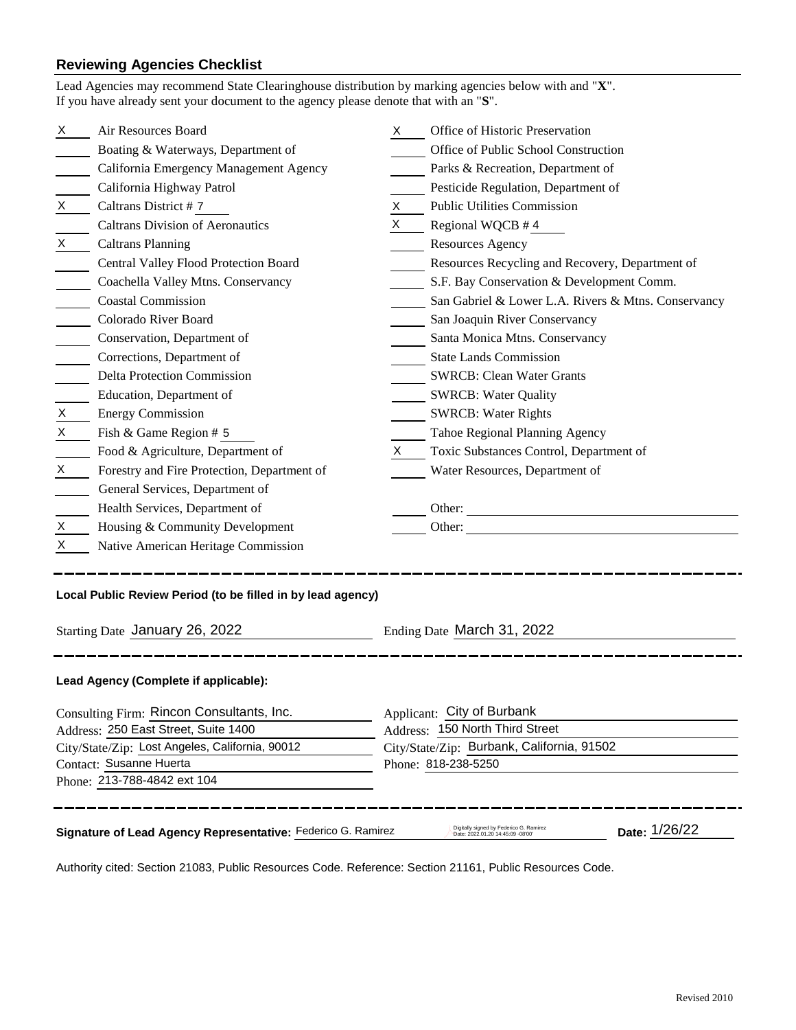## Reviewing Agencies Checklist

Lead Agencies may recommend State Clearinghouse distribution by marking agencies below with and "**X**".
If you have already sent your document to the agency please denote that with an "**S**".

| | | | |
|---|---|---|---|
| X | Air Resources Board | X | Office of Historic Preservation |
| | Boating & Waterways, Department of | | Office of Public School Construction |
| | California Emergency Management Agency | | Parks & Recreation, Department of |
| | California Highway Patrol | | Pesticide Regulation, Department of |
| X | Caltrans District # 7 | X | Public Utilities Commission |
| | Caltrans Division of Aeronautics | X | Regional WQCB # 4 |
| X | Caltrans Planning | | Resources Agency |
| | Central Valley Flood Protection Board | | Resources Recycling and Recovery, Department of |
| | Coachella Valley Mtns. Conservancy | | S.F. Bay Conservation & Development Comm. |
| | Coastal Commission | | San Gabriel & Lower L.A. Rivers & Mtns. Conservancy |
| | Colorado River Board | | San Joaquin River Conservancy |
| | Conservation, Department of | | Santa Monica Mtns. Conservancy |
| | Corrections, Department of | | State Lands Commission |
| | Delta Protection Commission | | SWRCB: Clean Water Grants |
| | Education, Department of | | SWRCB: Water Quality |
| X | Energy Commission | | SWRCB: Water Rights |
| X | Fish & Game Region # 5 | | Tahoe Regional Planning Agency |
| | Food & Agriculture, Department of | X | Toxic Substances Control, Department of |
| X | Forestry and Fire Protection, Department of | | Water Resources, Department of |
| | General Services, Department of | | |
| | Health Services, Department of | | Other: |
| X | Housing & Community Development | | Other: |
| X | Native American Heritage Commission | | |

---

**Local Public Review Period (to be filled in by lead agency)**

Starting Date January 26, 2022 Ending Date March 31, 2022

---

**Lead Agency (Complete if applicable):**

Consulting Firm: Rincon Consultants, Inc.
Address: 250 East Street, Suite 1400
City/State/Zip: Lost Angeles, California, 90012
Contact: Susanne Huerta
Phone: 213-788-4842 ext 104

Applicant: City of Burbank
Address: 150 North Third Street
City/State/Zip: Burbank, California, 91502
Phone: 818-238-5250

---

**Signature of Lead Agency Representative:** Federico G. Ramirez Digitally signed by Federico G. Ramirez Date: 2022.01.20 14:45:09 -08'00' **Date:** 1/26/22

Authority cited: Section 21083, Public Resources Code. Reference: Section 21161, Public Resources Code.

Revised 2010